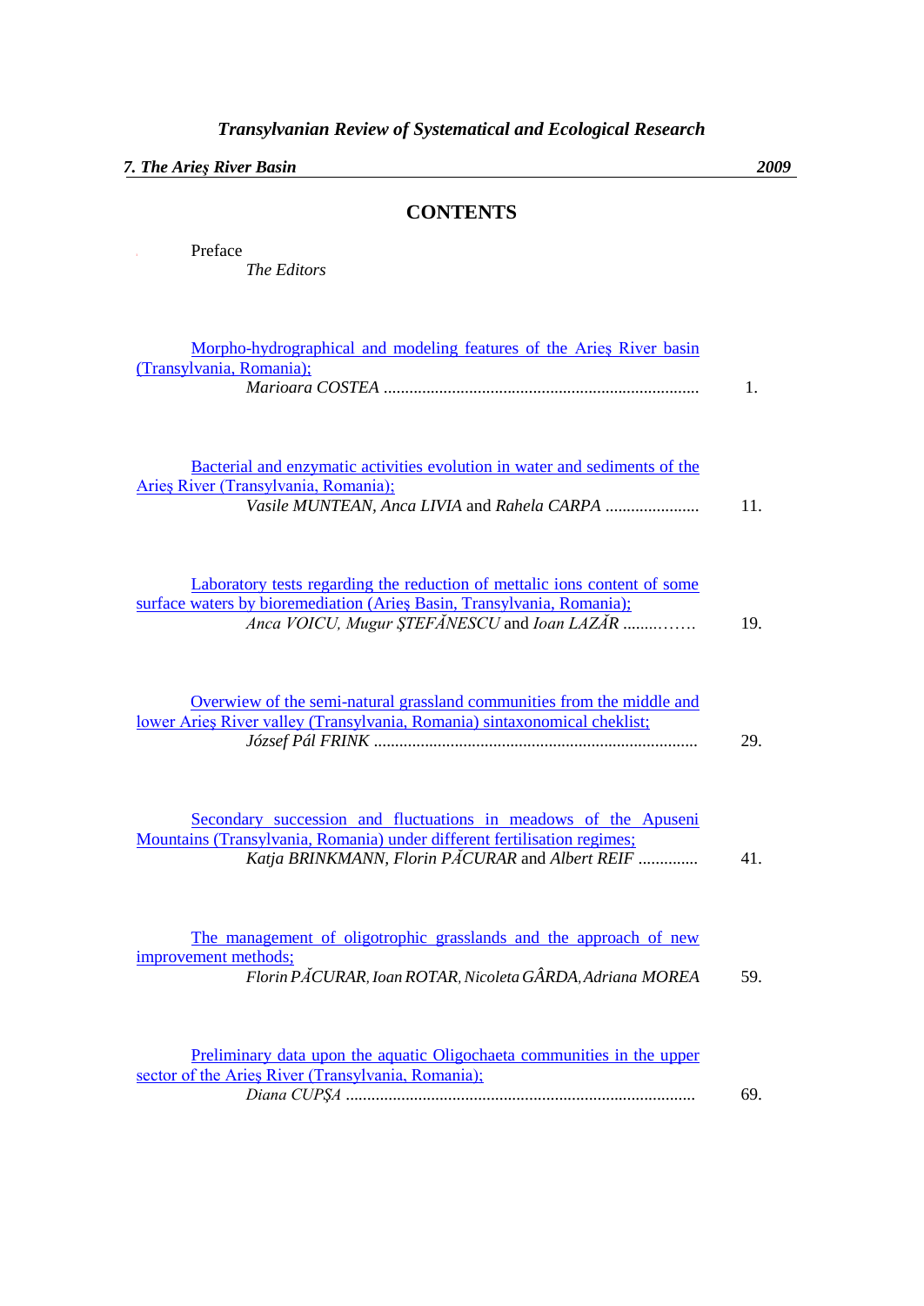*Transylvanian Review of Systematical and Ecological Research*

*7. The Arieş River Basin* — *2009*

# CONTENTS

Preface
*The Editors*

Morpho-hydrographical and modeling features of the Arieş River basin (Transylvania, Romania);
*Marioara COSTEA* ......................................................................... 1.

Bacterial and enzymatic activities evolution in water and sediments of the Arieş River (Transylvania, Romania);
*Vasile MUNTEAN, Anca LIVIA* and *Rahela CARPA* ...................... 11.

Laboratory tests regarding the reduction of mettalic ions content of some surface waters by bioremediation (Arieş Basin, Transylvania, Romania);
*Anca VOICU, Mugur ŞTEFĂNESCU* and *Ioan LAZĂR* ........……. 19.

Overwiew of the semi-natural grassland communities from the middle and lower Arieş River valley (Transylvania, Romania) sintaxonomical cheklist;
*József Pál FRINK* ........................................................................... 29.

Secondary succession and fluctuations in meadows of the Apuseni Mountains (Transylvania, Romania) under different fertilisation regimes;
*Katja BRINKMANN, Florin PĂCURAR* and *Albert REIF* ............. 41.

The management of oligotrophic grasslands and the approach of new improvement methods;
*Florin PĂCURAR, Ioan ROTAR, Nicoleta GÂRDA, Adriana MOREA* 59.

Preliminary data upon the aquatic Oligochaeta communities in the upper sector of the Arieş River (Transylvania, Romania);
*Diana CUPŞA* ................................................................................. 69.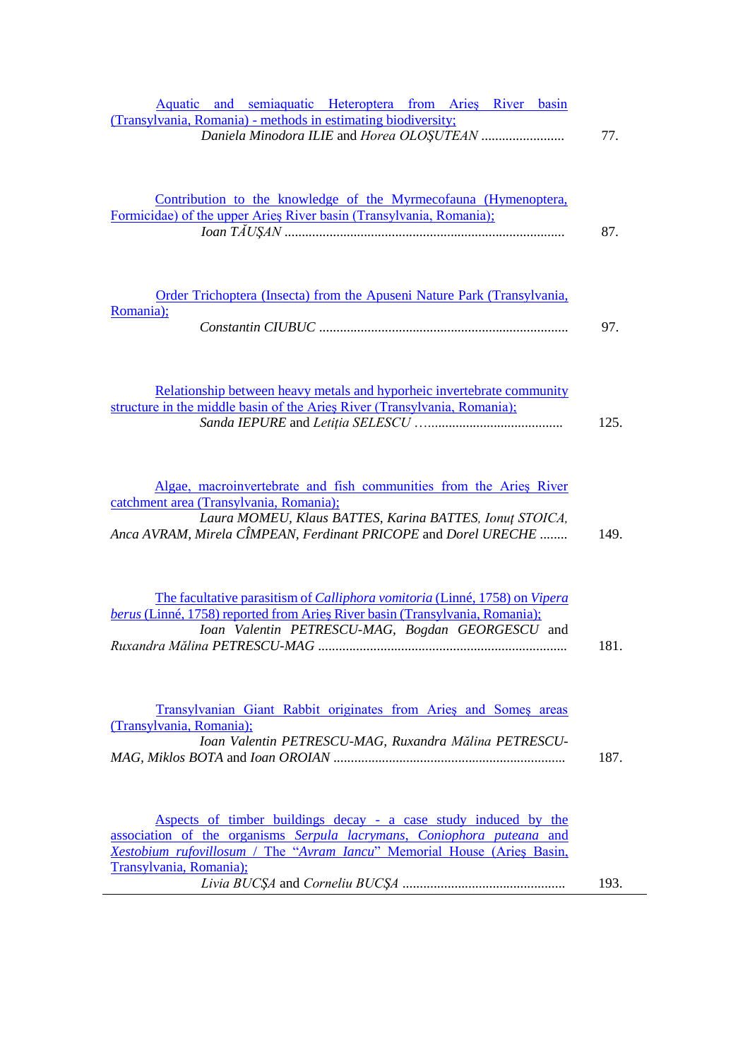Aquatic and semiaquatic Heteroptera from Arieş River basin (Transylvania, Romania) - methods in estimating biodiversity;
*Daniela Minodora ILIE* and *Horea OLOŞUTEAN* ........................ 77.

Contribution to the knowledge of the Myrmecofauna (Hymenoptera, Formicidae) of the upper Arieş River basin (Transylvania, Romania);
*Ioan TĂUŞAN* ................................................................................ 87.

Order Trichoptera (Insecta) from the Apuseni Nature Park (Transylvania, Romania);
*Constantin CIUBUC* ....................................................................... 97.

Relationship between heavy metals and hyporheic invertebrate community structure in the middle basin of the Arieş River (Transylvania, Romania);
*Sanda IEPURE* and *Letiţia SELESCU* ......................................... 125.

Algae, macroinvertebrate and fish communities from the Arieş River catchment area (Transylvania, Romania);
*Laura MOMEU, Klaus BATTES, Karina BATTES, Ionuţ STOICA, Anca AVRAM, Mirela CÎMPEAN, Ferdinant PRICOPE* and *Dorel URECHE* ........ 149.

The facultative parasitism of *Calliphora vomitoria* (Linné, 1758) on *Vipera berus* (Linné, 1758) reported from Arieş River basin (Transylvania, Romania);
*Ioan Valentin PETRESCU-MAG, Bogdan GEORGESCU* and *Ruxandra Mălina PETRESCU-MAG* ....................................................................... 181.

Transylvanian Giant Rabbit originates from Arieş and Someş areas (Transylvania, Romania);
*Ioan Valentin PETRESCU-MAG, Ruxandra Mălina PETRESCU-MAG, Miklos BOTA* and *Ioan OROIAN* .................................................................. 187.

Aspects of timber buildings decay - a case study induced by the association of the organisms *Serpula lacrymans*, *Coniophora puteana* and *Xestobium rufovillosum* / The "*Avram Iancu*" Memorial House (Arieş Basin, Transylvania, Romania);
*Livia BUCŞA* and *Corneliu BUCŞA* .............................................. 193.